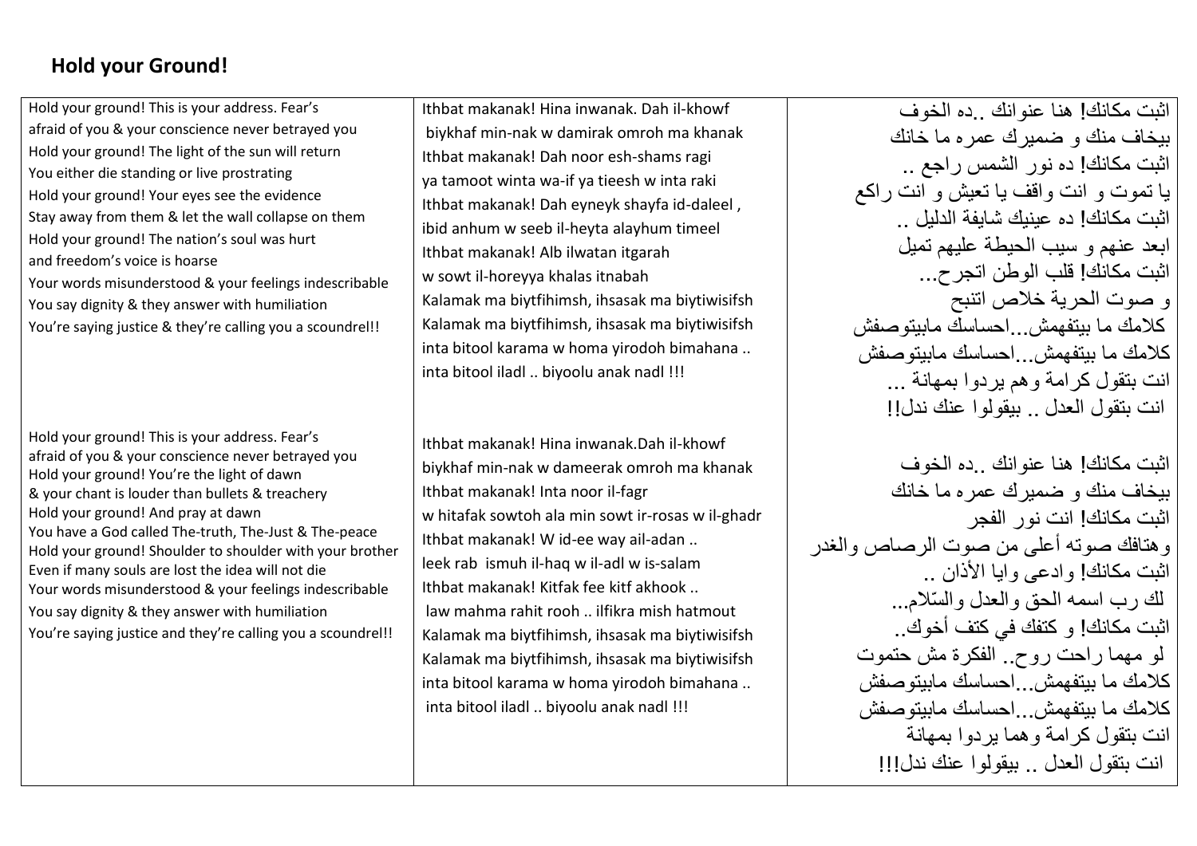# Hold your Ground!

| | | |
|---|---|---|
| Hold your ground! This is your address. Fear's afraid of you & your conscience never betrayed you<br>Hold your ground! The light of the sun will return<br>You either die standing or live prostrating<br>Hold your ground! Your eyes see the evidence<br>Stay away from them & let the wall collapse on them<br>Hold your ground! The nation's soul was hurt and freedom's voice is hoarse<br>Your words misunderstood & your feelings indescribable<br>You say dignity & they answer with humiliation<br>You're saying justice & they're calling you a scoundrel!! | Ithbat makanak! Hina inwanak. Dah il-khowf biykhaf min-nak w damirak omroh ma khanak<br>Ithbat makanak! Dah noor esh-shams ragi<br>ya tamoot winta wa-if ya tieesh w inta raki<br>Ithbat makanak! Dah eyneyk shayfa id-daleel ,<br>ibid anhum w seeb il-heyta alayhum timeel<br>Ithbat makanak! Alb ilwatan itgarah<br>w sowt il-horeyya khalas itnabah<br>Kalamak ma biytfihimsh, ihsasak ma biytiwisifsh<br>Kalamak ma biytfihimsh, ihsasak ma biytiwisifsh<br>inta bitool karama w homa yirodoh bimahana ..<br>inta bitool iladl .. biyoolu anak nadl !!! | اثبت مكانك! هنا عنوانك ..ده الخوف<br>بيخاف منك و ضميرك عمره ما خانك<br>اثبت مكانك! ده نور الشمس راجع ..<br>يا تموت و انت واقف يا تعيش و انت راكع<br>اثبت مكانك! ده عينيك شايفة الدليل ..<br>ابعد عنهم و سيب الحيطة عليهم تميل<br>اثبت مكانك! قلب الوطن اتجرح...<br>و صوت الحرية خلاص اتنبح<br>كلامك ما بيتفهمش...احساسك مابيتوصفش<br>كلامك ما بيتفهمش...احساسك مابيتوصفش<br>انت بتقول كرامة وهم يردوا بمهانة ...<br>انت بتقول العدل .. بيقولوا عنك ندل!! |
| Hold your ground! This is your address. Fear's afraid of you & your conscience never betrayed you<br>Hold your ground! You're the light of dawn<br>& your chant is louder than bullets & treachery<br>Hold your ground! And pray at dawn<br>You have a God called The-truth, The-Just & The-peace<br>Hold your ground! Shoulder to shoulder with your brother<br>Even if many souls are lost the idea will not die<br>Your words misunderstood & your feelings indescribable<br>You say dignity & they answer with humiliation<br>You're saying justice and they're calling you a scoundrel!! | Ithbat makanak! Hina inwanak.Dah il-khowf biykhaf min-nak w dameerak omroh ma khanak<br>Ithbat makanak! Inta noor il-fagr<br>w hitafak sowtoh ala min sowt ir-rosas w il-ghadr<br>Ithbat makanak! W id-ee way ail-adan ..<br>leek rab ismuh il-haq w il-adl w is-salam<br>Ithbat makanak! Kitfak fee kitf akhook ..<br>law mahma rahit rooh .. ilfikra mish hatmout<br>Kalamak ma biytfihimsh, ihsasak ma biytiwisifsh<br>Kalamak ma biytfihimsh, ihsasak ma biytiwisifsh<br>inta bitool karama w homa yirodoh bimahana ..<br>inta bitool iladl .. biyoolu anak nadl !!! | اثبت مكانك! هنا عنوانك ..ده الخوف<br>بيخاف منك و ضميرك عمره ما خانك<br>اثبت مكانك! انت نور الفجر<br>وهتافك صوته أعلى من صوت الرصاص والغدر<br>اثبت مكانك! وادعى وايا الأذان ..<br>لك رب اسمه الحق والعدل والسّلام...<br>اثبت مكانك! و كتفك في كتف أخوك..<br>لو مهما راحت روح.. الفكرة مش حتموت<br>كلامك ما بيتفهمش...احساسك مابيتوصفش<br>كلامك ما بيتفهمش...احساسك مابيتوصفش<br>انت بتقول كرامة وهما يردوا بمهانة<br>انت بتقول العدل .. بيقولوا عنك ندل!!! |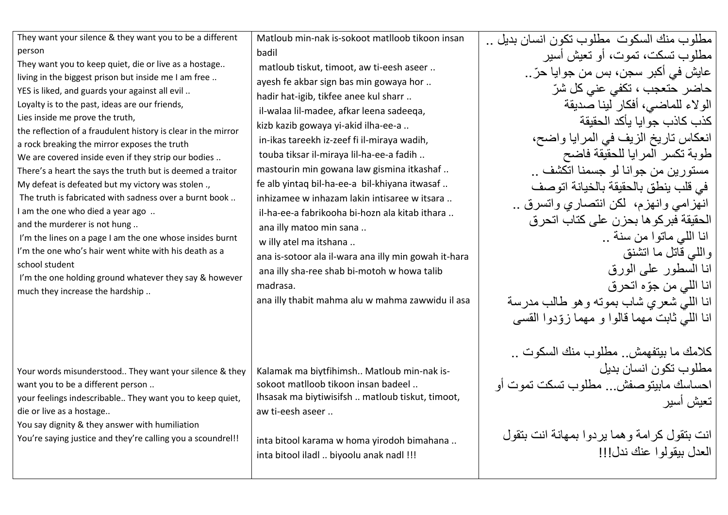| | | |
|---|---|---|
| They want your silence & they want you to be a different person<br>They want you to keep quiet, die or live as a hostage..<br>living in the biggest prison but inside me I am free ..<br>YES is liked, and guards your against all evil ..<br>Loyalty is to the past, ideas are our friends,<br>Lies inside me prove the truth,<br>the reflection of a fraudulent history is clear in the mirror<br>a rock breaking the mirror exposes the truth<br>We are covered inside even if they strip our bodies ..<br>There's a heart the says the truth but is deemed a traitor<br>My defeat is defeated but my victory was stolen .,<br>The truth is fabricated with sadness over a burnt book ..<br>I am the one who died a year ago ..<br>and the murderer is not hung ..<br>I'm the lines on a page I am the one whose insides burnt<br>I'm the one who's hair went white with his death as a school student<br>I'm the one holding ground whatever they say & however much they increase the hardship .. | Matloub min-nak is-sokoot matlloob tikoon insan badil<br>matloub tiskut, timoot, aw ti-eesh aseer ..<br>ayesh fe akbar sign bas min gowaya hor ..<br>hadir hat-igib, tikfee anee kul sharr ..<br>il-walaa lil-madee, afkar leena sadeeqa,<br>kizb kazib gowaya yi-akid ilha-ee-a ..<br>in-ikas tareekh iz-zeef fi il-miraya wadih,<br>touba tiksar il-miraya lil-ha-ee-a fadih ..<br>mastourin min gowana law gismina itkashaf ..<br>fe alb yintaq bil-ha-ee-a bil-khiyana itwasaf ..<br>inhizamee w inhazam lakin intisaree w itsara ..<br>il-ha-ee-a fabrikooha bi-hozn ala kitab ithara ..<br>ana illy matoo min sana ..<br>w illy atel ma itshana ..<br>ana is-sotoor ala il-wara ana illy min gowah it-hara<br>ana illy sha-ree shab bi-motoh w howa talib madrasa.<br>ana illy thabit mahma alu w mahma zawwidu il asa | مطلوب منك السكوت مطلوب تكون انسان بديل ..<br>مطلوب تسكت، تموت، أو تعيش أسير<br>عايش في أكبر سجن، بس من جوايا حرّ..<br>حاضر حتعجب ، تكفي عني كل شرّ<br>الولاء للماضي، أفكار لينا صديقة<br>كذب كاذب جوايا يأكد الحقيقة<br>انعكاس تاريخ الزيف في المرايا واضح،<br>طوبة تكسر المرايا للحقيقة فاضح<br>مستورين من جوانا لو جسمنا اتكشف ..<br>في قلب ينطق بالحقيقة بالخيانة اتوصف<br>انهزامي وانهزم، لكن انتصاري واتسرق ..<br>الحقيقة فبركوها بحزن على كتاب اتحرق<br>انا اللي ماتوا من سنة ..<br>واللي قاتل ما اتشنق<br>انا السطور على الورق<br>انا اللي من جوّه اتحرق<br>انا اللي شعري شاب بموته وهو طالب مدرسة<br>انا اللي ثابت مهما قالوا و مهما زوّدوا القسى |
| Your words misunderstood.. They want your silence & they want you to be a different person ..<br>your feelings indescribable.. They want you to keep quiet, die or live as a hostage..<br>You say dignity & they answer with humiliation<br>You're saying justice and they're calling you a scoundrel!! | Kalamak ma biytfihimsh.. Matloub min-nak is-sokoot matlloob tikoon insan badeel ..<br>Ihsasak ma biytiwisifsh .. matloub tiskut, timoot, aw ti-eesh aseer ..<br><br>inta bitool karama w homa yirodoh bimahana ..<br>inta bitool iladl .. biyoolu anak nadl !!! | كلامك ما بيتفهمش.. مطلوب منك السكوت ..<br>مطلوب تكون انسان بديل<br>احساسك مابيتوصفش... مطلوب تسكت تموت أو تعيش أسير<br><br>انت بتقول كرامة وهما يردوا بمهانة انت بتقول العدل بيقولوا عنك ندل!!! |